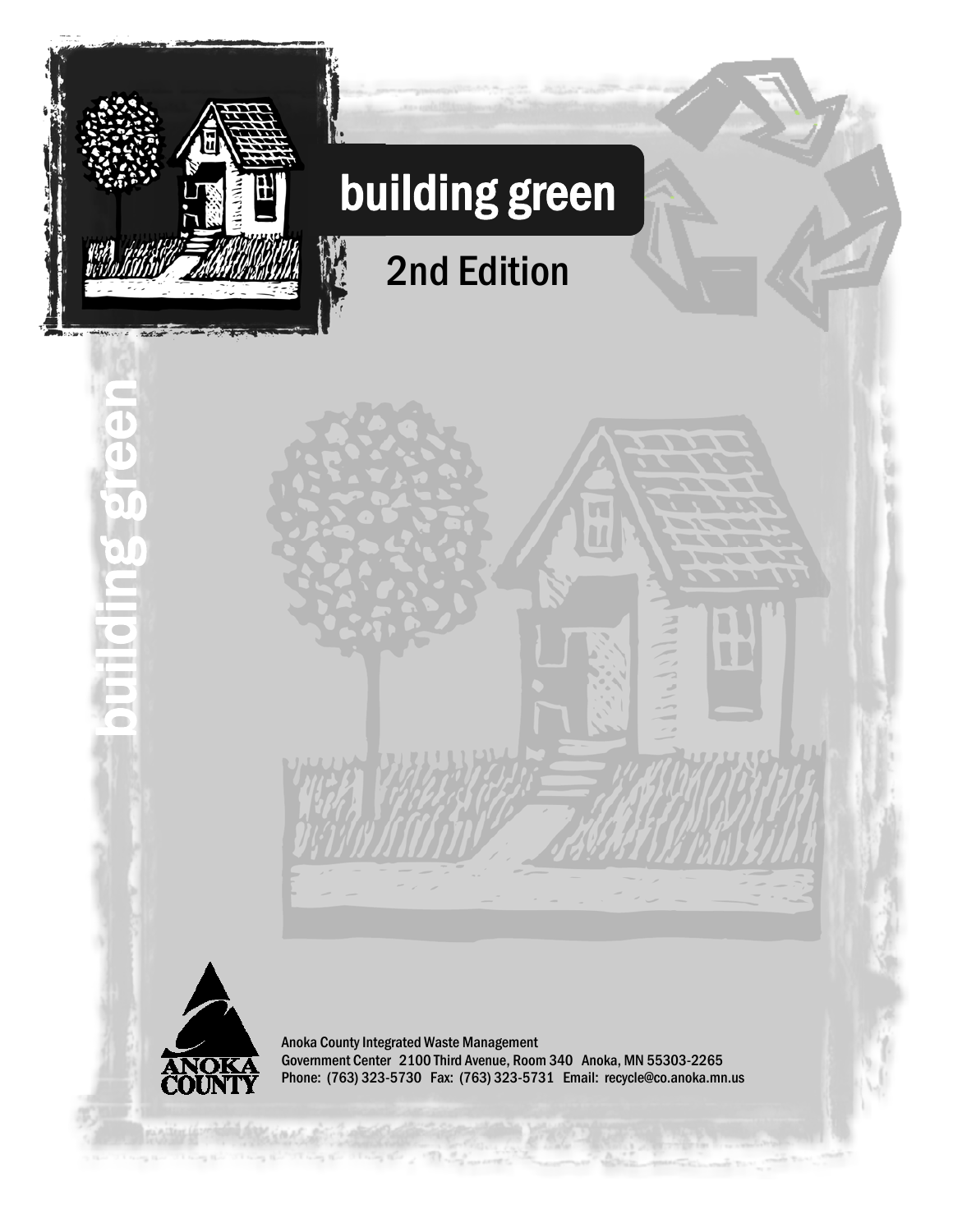# building green

## 2nd Edition

building green

Anoka County Integrated Waste Management
Government Center 2100 Third Avenue, Room 340 Anoka, MN 55303-2265
Phone: (763) 323-5730 Fax: (763) 323-5731 Email: recycle@co.anoka.mn.us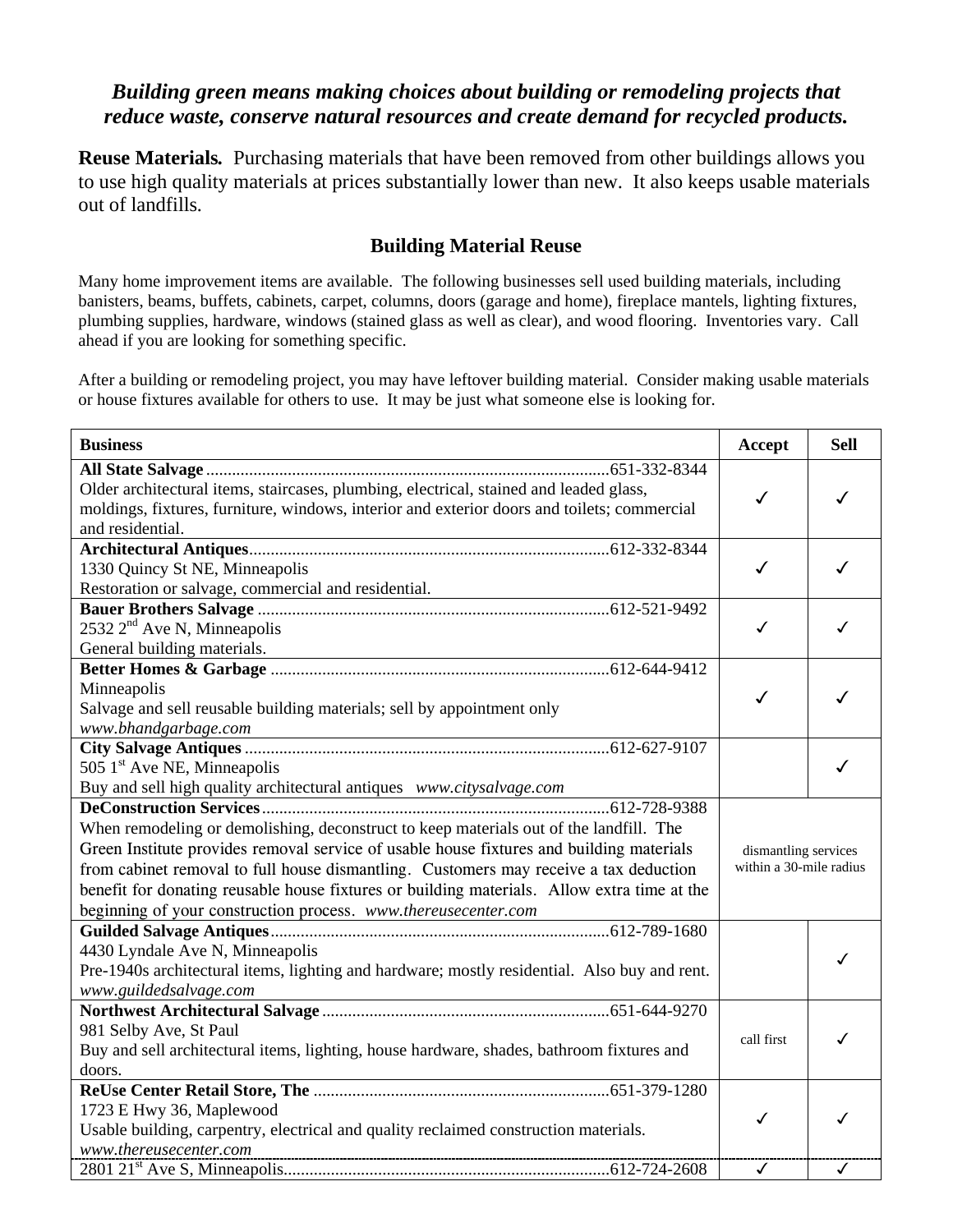***Building green means making choices about building or remodeling projects that reduce waste, conserve natural resources and create demand for recycled products.***

**Reuse Materials.** Purchasing materials that have been removed from other buildings allows you to use high quality materials at prices substantially lower than new. It also keeps usable materials out of landfills.

## Building Material Reuse

Many home improvement items are available. The following businesses sell used building materials, including banisters, beams, buffets, cabinets, carpet, columns, doors (garage and home), fireplace mantels, lighting fixtures, plumbing supplies, hardware, windows (stained glass as well as clear), and wood flooring. Inventories vary. Call ahead if you are looking for something specific.

After a building or remodeling project, you may have leftover building material. Consider making usable materials or house fixtures available for others to use. It may be just what someone else is looking for.

| Business | Accept | Sell |
|---|---|---|
| **All State Salvage**............651-332-8344<br>Older architectural items, staircases, plumbing, electrical, stained and leaded glass, moldings, fixtures, furniture, windows, interior and exterior doors and toilets; commercial and residential. | ✓ | ✓ |
| **Architectural Antiques**............612-332-8344<br>1330 Quincy St NE, Minneapolis<br>Restoration or salvage, commercial and residential. | ✓ | ✓ |
| **Bauer Brothers Salvage**............612-521-9492<br>2532 2nd Ave N, Minneapolis<br>General building materials. | ✓ | ✓ |
| **Better Homes & Garbage**............612-644-9412<br>Minneapolis<br>Salvage and sell reusable building materials; sell by appointment only<br>*www.bhandgarbage.com* | ✓ | ✓ |
| **City Salvage Antiques**............612-627-9107<br>505 1st Ave NE, Minneapolis<br>Buy and sell high quality architectural antiques *www.citysalvage.com* | | ✓ |
| **DeConstruction Services**............612-728-9388<br>When remodeling or demolishing, deconstruct to keep materials out of the landfill. The Green Institute provides removal service of usable house fixtures and building materials from cabinet removal to full house dismantling. Customers may receive a tax deduction benefit for donating reusable house fixtures or building materials. Allow extra time at the beginning of your construction process. *www.thereusecenter.com* | dismantling services within a 30-mile radius | |
| **Guilded Salvage Antiques**............612-789-1680<br>4430 Lyndale Ave N, Minneapolis<br>Pre-1940s architectural items, lighting and hardware; mostly residential. Also buy and rent.<br>*www.guildedsalvage.com* | | ✓ |
| **Northwest Architectural Salvage**............651-644-9270<br>981 Selby Ave, St Paul<br>Buy and sell architectural items, lighting, house hardware, shades, bathroom fixtures and doors. | call first | ✓ |
| **ReUse Center Retail Store, The**............651-379-1280<br>1723 E Hwy 36, Maplewood<br>Usable building, carpentry, electrical and quality reclaimed construction materials.<br>*www.thereusecenter.com* | ✓ | ✓ |
| 2801 21st Ave S, Minneapolis............612-724-2608 | ✓ | ✓ |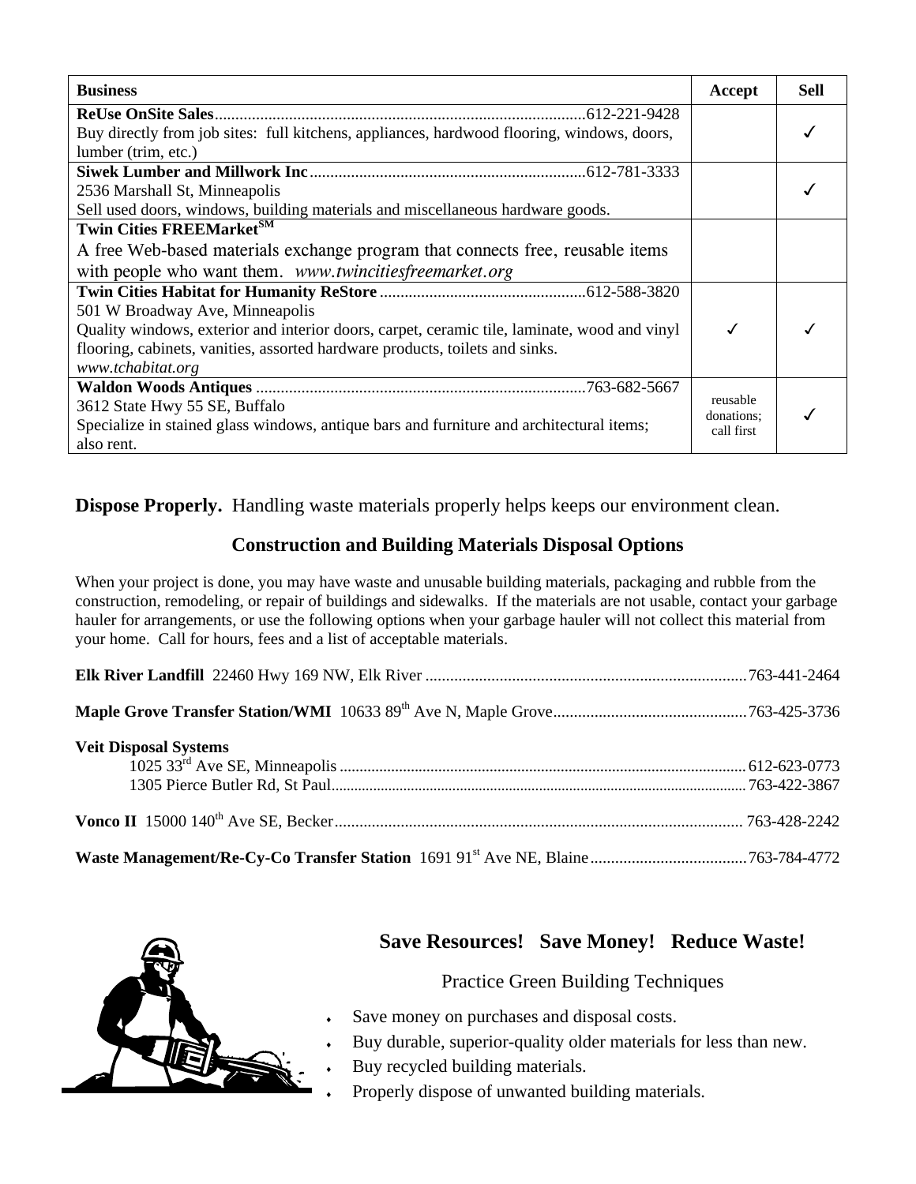| Business | Accept | Sell |
|---|---|---|
| **ReUse OnSite Sales**..........................................................................................612-221-9428<br>Buy directly from job sites: full kitchens, appliances, hardwood flooring, windows, doors, lumber (trim, etc.) | | ✓ |
| **Siwek Lumber and Millwork Inc**...................................................................612-781-3333<br>2536 Marshall St, Minneapolis<br>Sell used doors, windows, building materials and miscellaneous hardware goods. | | ✓ |
| **Twin Cities FREEMarket**SM<br>A free Web-based materials exchange program that connects free, reusable items with people who want them. *www.twincitiesfreemarket.org* | | |
| **Twin Cities Habitat for Humanity ReStore**..................................................612-588-3820<br>501 W Broadway Ave, Minneapolis<br>Quality windows, exterior and interior doors, carpet, ceramic tile, laminate, wood and vinyl flooring, cabinets, vanities, assorted hardware products, toilets and sinks.<br>*www.tchabitat.org* | ✓ | ✓ |
| **Waldon Woods Antiques** ................................................................................763-682-5667<br>3612 State Hwy 55 SE, Buffalo<br>Specialize in stained glass windows, antique bars and furniture and architectural items; also rent. | reusable donations; call first | ✓ |

**Dispose Properly.** Handling waste materials properly helps keeps our environment clean.

## Construction and Building Materials Disposal Options

When your project is done, you may have waste and unusable building materials, packaging and rubble from the construction, remodeling, or repair of buildings and sidewalks. If the materials are not usable, contact your garbage hauler for arrangements, or use the following options when your garbage hauler will not collect this material from your home. Call for hours, fees and a list of acceptable materials.

**Elk River Landfill** 22460 Hwy 169 NW, Elk River ..............................................................................763-441-2464

**Maple Grove Transfer Station/WMI** 10633 89th Ave N, Maple Grove...............................................763-425-3736

**Veit Disposal Systems**

- 1025 33rd Ave SE, Minneapolis ......................................................................................................612-623-0773
- 1305 Pierce Butler Rd, St Paul.........................................................................................................763-422-3867

**Vonco II** 15000 140th Ave SE, Becker................................................................................................... 763-428-2242

**Waste Management/Re-Cy-Co Transfer Station** 1691 91st Ave NE, Blaine......................................763-784-4772

## Save Resources! Save Money! Reduce Waste!

Practice Green Building Techniques

- Save money on purchases and disposal costs.
- Buy durable, superior-quality older materials for less than new.
- Buy recycled building materials.
- Properly dispose of unwanted building materials.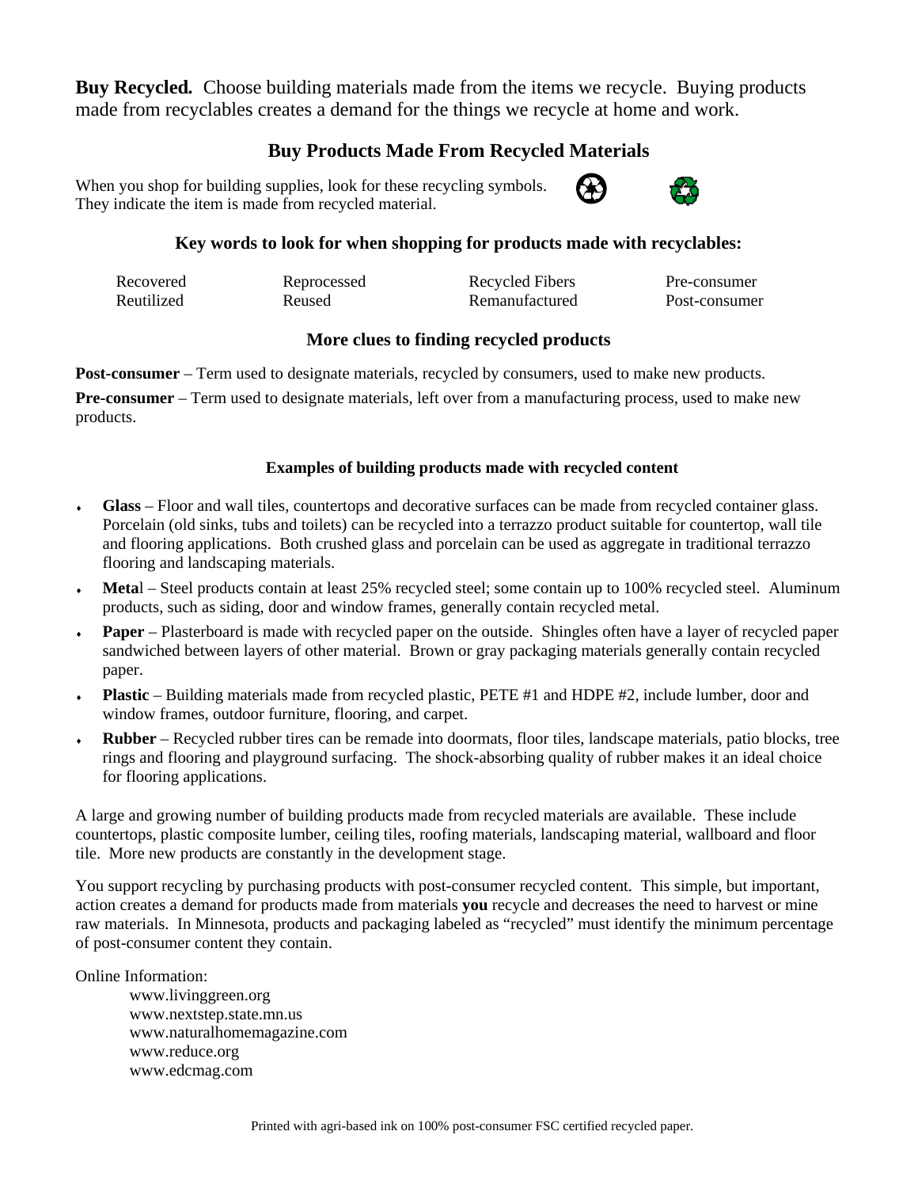**Buy Recycled.** Choose building materials made from the items we recycle. Buying products made from recyclables creates a demand for the things we recycle at home and work.

## Buy Products Made From Recycled Materials

When you shop for building supplies, look for these recycling symbols. They indicate the item is made from recycled material.

### Key words to look for when shopping for products made with recyclables:

| | | | |
|---|---|---|---|
| Recovered | Reprocessed | Recycled Fibers | Pre-consumer |
| Reutilized | Reused | Remanufactured | Post-consumer |

### More clues to finding recycled products

**Post-consumer** – Term used to designate materials, recycled by consumers, used to make new products.

**Pre-consumer** – Term used to designate materials, left over from a manufacturing process, used to make new products.

#### Examples of building products made with recycled content

- **Glass** – Floor and wall tiles, countertops and decorative surfaces can be made from recycled container glass. Porcelain (old sinks, tubs and toilets) can be recycled into a terrazzo product suitable for countertop, wall tile and flooring applications. Both crushed glass and porcelain can be used as aggregate in traditional terrazzo flooring and landscaping materials.
- **Metal** – Steel products contain at least 25% recycled steel; some contain up to 100% recycled steel. Aluminum products, such as siding, door and window frames, generally contain recycled metal.
- **Paper** – Plasterboard is made with recycled paper on the outside. Shingles often have a layer of recycled paper sandwiched between layers of other material. Brown or gray packaging materials generally contain recycled paper.
- **Plastic** – Building materials made from recycled plastic, PETE #1 and HDPE #2, include lumber, door and window frames, outdoor furniture, flooring, and carpet.
- **Rubber** – Recycled rubber tires can be remade into doormats, floor tiles, landscape materials, patio blocks, tree rings and flooring and playground surfacing. The shock-absorbing quality of rubber makes it an ideal choice for flooring applications.

A large and growing number of building products made from recycled materials are available. These include countertops, plastic composite lumber, ceiling tiles, roofing materials, landscaping material, wallboard and floor tile. More new products are constantly in the development stage.

You support recycling by purchasing products with post-consumer recycled content. This simple, but important, action creates a demand for products made from materials **you** recycle and decreases the need to harvest or mine raw materials. In Minnesota, products and packaging labeled as "recycled" must identify the minimum percentage of post-consumer content they contain.

Online Information:

- www.livinggreen.org
- www.nextstep.state.mn.us
- www.naturalhomemagazine.com
- www.reduce.org
- www.edcmag.com

Printed with agri-based ink on 100% post-consumer FSC certified recycled paper.